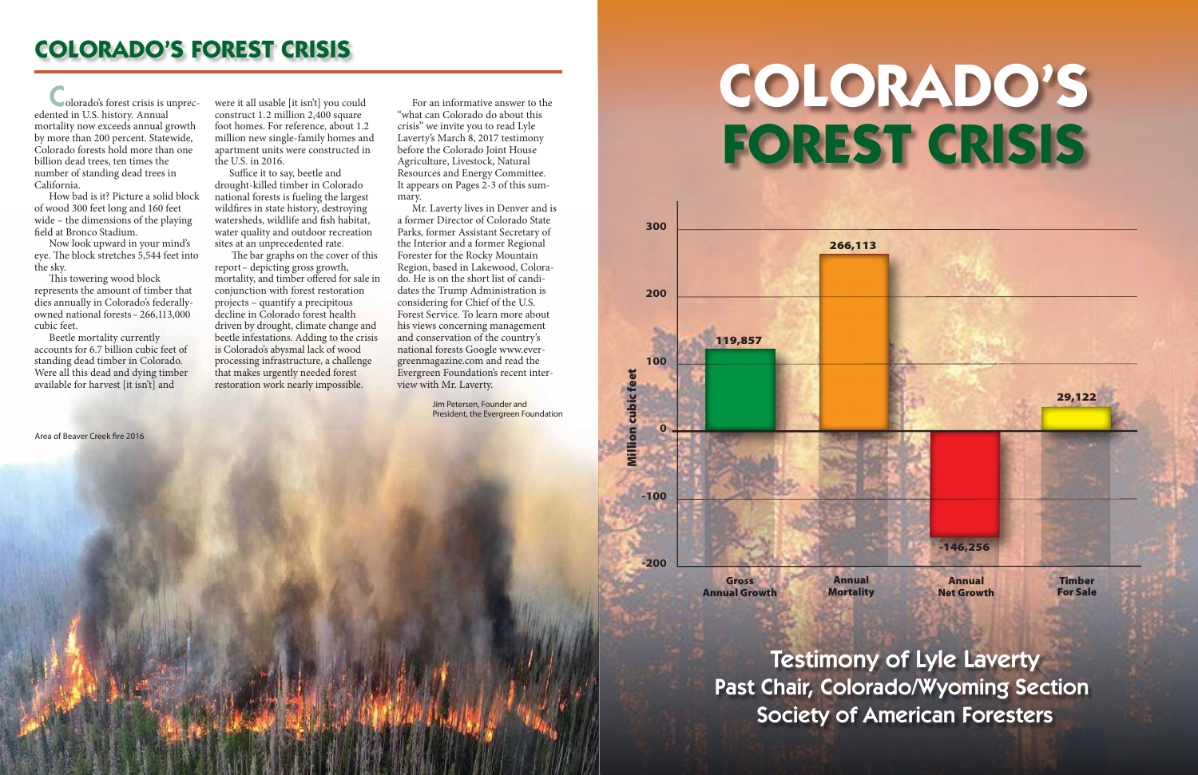# COLORADO'S FOREST CRISIS

Colorado's forest crisis is unprecedented in U.S. history. Annual mortality now exceeds annual growth by more than 200 percent. Statewide, Colorado forests hold more than one billion dead trees, ten times the number of standing dead trees in California.

How bad is it? Picture a solid block of wood 300 feet long and 160 feet wide – the dimensions of the playing field at Bronco Stadium.

Now look upward in your mind's eye. The block stretches 5,544 feet into the sky.

This towering wood block represents the amount of timber that dies annually in Colorado's federally-owned national forests – 266,113,000 cubic feet.

Beetle mortality currently accounts for 6.7 billion cubic feet of standing dead timber in Colorado. Were all this dead and dying timber available for harvest [it isn't] and were it all usable [it isn't] you could construct 1.2 million 2,400 square foot homes. For reference, about 1.2 million new single-family homes and apartment units were constructed in the U.S. in 2016.

Suffice it to say, beetle and drought-killed timber in Colorado national forests is fueling the largest wildfires in state history, destroying watersheds, wildlife and fish habitat, water quality and outdoor recreation sites at an unprecedented rate.

The bar graphs on the cover of this report – depicting gross growth, mortality, and timber offered for sale in conjunction with forest restoration projects – quantify a precipitous decline in Colorado forest health driven by drought, climate change and beetle infestations. Adding to the crisis is Colorado's abysmal lack of wood processing infrastructure, a challenge that makes urgently needed forest restoration work nearly impossible.

For an informative answer to the "what can Colorado do about this crisis" we invite you to read Lyle Laverty's March 8, 2017 testimony before the Colorado Joint House Agriculture, Livestock, Natural Resources and Energy Committee. It appears on Pages 2-3 of this summary.

Mr. Laverty lives in Denver and is a former Director of Colorado State Parks, former Assistant Secretary of the Interior and a former Regional Forester for the Rocky Mountain Region, based in Lakewood, Colorado. He is on the short list of candidates the Trump Administration is considering for Chief of the U.S. Forest Service. To learn more about his views concerning management and conservation of the country's national forests Google www.evergreenmagazine.com and read the Evergreen Foundation's recent interview with Mr. Laverty.

Jim Petersen, Founder and President, the Evergreen Foundation

Area of Beaver Creek fire 2016

# COLORADO'S FOREST CRISIS

| | Gross Annual Growth | Annual Mortality | Annual Net Growth | Timber For Sale |
|---|---|---|---|---|
| Million cubic feet | 119,857 | 266,113 | -146,256 | 29,122 |

Testimony of Lyle Laverty
Past Chair, Colorado/Wyoming Section
Society of American Foresters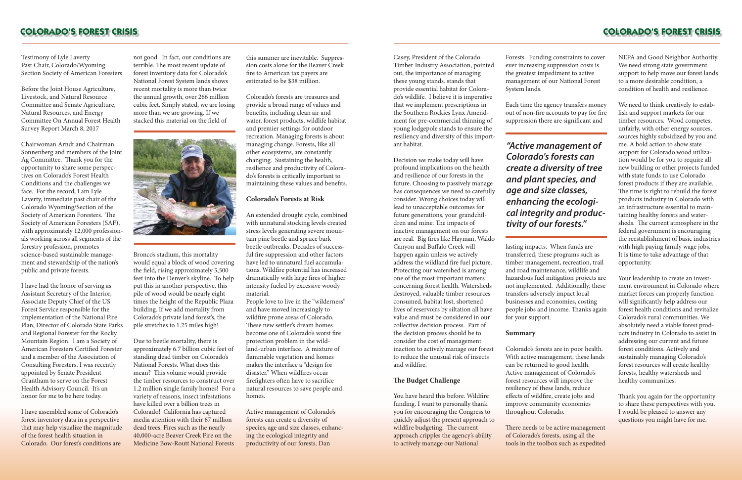Testimony of Lyle Laverty
Past Chair, Colorado/Wyoming Section Society of American Foresters

Before the Joint House Agriculture, Livestock, and Natural Resource Committee and Senate Agriculture, Natural Resources, and Energy Committee On Annual Forest Health Survey Report March 8, 2017

Chairwoman Arndt and Chairman Sonnenberg and members of the Joint Ag Committee. Thank you for the opportunity to share some perspectives on Colorado's Forest Health Conditions and the challenges we face. For the record, I am Lyle Laverty, immediate past chair of the Colorado Wyoming/Section of the Society of American Foresters. The Society of American Foresters (SAF), with approximately 12,000 professionals working across all segments of the forestry profession, promotes science-based sustainable management and stewardship of the nation's public and private forests.

I have had the honor of serving as Assistant Secretary of the Interior, Associate Deputy Chief of the US Forest Service responsible for the implementation of the National Fire Plan, Director of Colorado State Parks and Regional Forester for the Rocky Mountain Region. I am a Society of American Foresters Certified Forester and a member of the Association of Consulting Foresters. I was recently appointed by Senate President Grantham to serve on the Forest Health Advisory Council. It's an honor for me to be here today.

I have assembled some of Colorado's forest inventory data in a perspective that may help visualize the magnitude of the forest health situation in Colorado. Our forest's conditions are not good. In fact, our conditions are terrible. The most recent update of forest inventory data for Colorado's National Forest System lands shows recent mortality is more than twice the annual growth, over 266 million cubic feet. Simply stated, we are losing more than we are growing. If we stacked this material on the field of Bronco's stadium, this mortality would equal a block of wood covering the field, rising approximately 5,500 feet into the Denver's skyline. To help put this in another perspective, this pile of wood would be nearly eight times the height of the Republic Plaza building. If we add mortality from Colorado's private land forest's, the pile stretches to 1.25 miles high!

Due to beetle mortality, there is approximately 6.7 billion cubic feet of standing dead timber on Colorado's National Forests. What does this mean? This volume would provide the timber resources to construct over 1.2 million single family homes! For a variety of reasons, insect infestations have killed over a billion trees in Colorado! California has captured media attention with their 67 million dead trees. Fires such as the nearly 40,000-acre Beaver Creek Fire on the Medicine Bow-Routt National Forests this summer are inevitable. Suppression costs alone for the Beaver Creek fire to American tax payers are estimated to be $38 million.

Colorado's forests are treasures and provide a broad range of values and benefits, including clean air and water, forest products, wildlife habitat and premier settings for outdoor recreation. Managing forests is about managing change. Forests, like all other ecosystems, are constantly changing. Sustaining the health, resilience and productivity of Colorado's forests is critically important to maintaining these values and benefits.

**Colorado's Forests at Risk**

An extended drought cycle, combined with unnatural stocking levels created stress levels generating severe mountain pine beetle and spruce bark beetle outbreaks. Decades of successful fire suppression and other factors have led to unnatural fuel accumulations. Wildfire potential has increased dramatically with large fires of higher intensity fueled by excessive woody material.
People love to live in the "wilderness" and have moved increasingly to wildfire prone areas of Colorado. These new settler's dream homes become one of Colorado's worst fire protection problem in the wildland-urban interface. A mixture of flammable vegetation and homes makes the interface a "design for disaster." When wildfires occur firefighters often have to sacrifice natural resources to save people and homes.

Active management of Colorado's forests can create a diversity of species, age and size classes, enhancing the ecological integrity and productivity of our forests. Dan Casey, President of the Colorado Timber Industry Association, pointed out, the importance of managing these young stands. stands that provide essential habitat for Colorado's wildlife. I believe it is imperative that we implement prescriptions in the Southern Rockies Lynx Amendment for pre-commercial thinning of young lodgepole stands to ensure the resiliency and diversity of this important habitat.

Decision we make today will have profound implications on the health and resilience of our forests in the future. Choosing to passively manage has consequences we need to carefully consider. Wrong choices today will lead to unacceptable outcomes for future generations, your grandchildren and mine. The impacts of inactive management on our forests are real. Big fires like Hayman, Waldo Canyon and Buffalo Creek will happen again unless we actively address the wildland fire fuel picture. Protecting our watershed is among one of the most important matters concerning forest health. Watersheds destroyed, valuable timber resources consumed, habitat lost, shortened lives of reservoirs by siltation all have value and must be considered in our collective decision process. Part of the decision process should be to consider the cost of management inaction to actively manage our forest to reduce the unusual risk of insects and wildfire.

**The Budget Challenge**

You have heard this before. Wildfire funding. I want to personally thank you for encouraging the Congress to quickly adjust the present approach to wildfire budgeting. The current approach cripples the agency's ability to actively manage our National Forests. Funding constraints to cover ever increasing suppression costs is the greatest impediment to active management of our National Forest System lands.

Each time the agency transfers money out of non-fire accounts to pay for fire suppression there are significant and lasting impacts. When funds are transferred, these programs such as timber management, recreation, trail and road maintenance, wildlife and hazardous fuel mitigation projects are not implemented. Additionally, these transfers adversely impact local businesses and economies, costing people jobs and income. Thanks again for your support.

***"Active management of Colorado's forests can create a diversity of tree and plant species, and age and size classes, enhancing the ecological integrity and productivity of our forests."***

**Summary**

Colorado's forests are in poor health. With active management, these lands can be returned to good health. Active management of Colorado's forest resources will improve the resiliency of these lands, reduce effects of wildfire, create jobs and improve community economies throughout Colorado.

There needs to be active management of Colorado's forests, using all the tools in the toolbox such as expedited NEPA and Good Neighbor Authority. We need strong state government support to help move our forest lands to a more desirable condition, a condition of health and resilience.

We need to think creatively to establish and support markets for our timber resources. Wood competes, unfairly, with other energy sources, sources highly subsidized by you and me. A bold action to show state support for Colorado wood utilization would be for you to require all new building or other projects funded with state funds to use Colorado forest products if they are available. The time is right to rebuild the forest products industry in Colorado with an infrastructure essential to maintaining healthy forests and watersheds. The current atmosphere in the federal government is encouraging the reestablishment of basic industries with high paying family wage jobs. It is time to take advantage of that opportunity.

Your leadership to create an investment environment in Colorado where market forces can properly function will significantly help address our forest health conditions and revitalize Colorado's rural communities. We absolutely need a viable forest products industry in Colorado to assist in addressing our current and future forest conditions. Actively and sustainably managing Colorado's forest resources will create healthy forests, healthy watersheds and healthy communities.

Thank you again for the opportunity to share these perspectives with you. I would be pleased to answer any questions you might have for me.